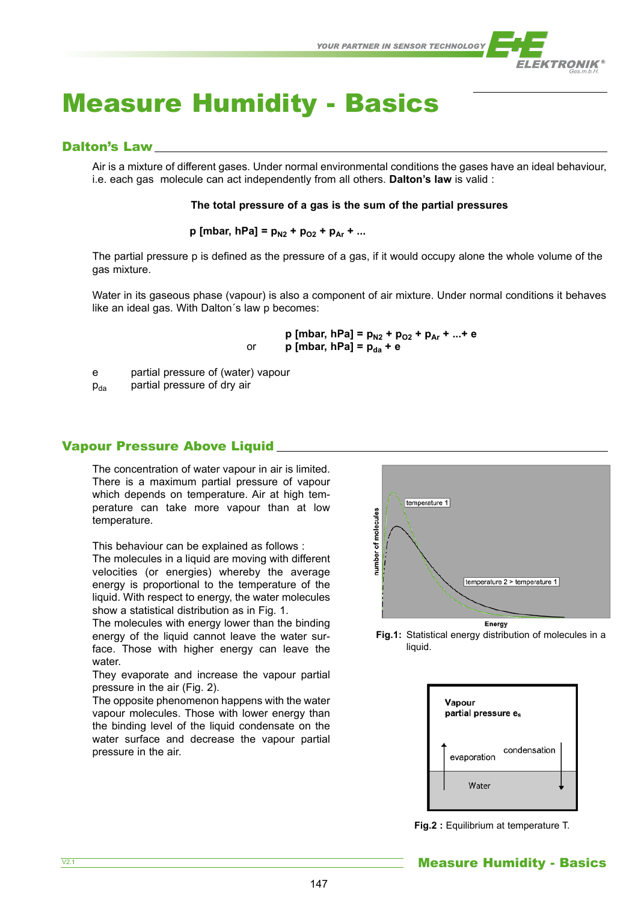# Measure Humidity - Basics

## Dalton's Law

Air is a mixture of different gases. Under normal environmental conditions the gases have an ideal behaviour, i.e. each gas molecule can act independently from all others. **Dalton's law** is valid :

**The total pressure of a gas is the sum of the partial pressures**

$$p\ [\text{mbar, hPa}] = p_{N2} + p_{O2} + p_{Ar} + ...$$

The partial pressure p is defined as the pressure of a gas, if it would occupy alone the whole volume of the gas mixture.

Water in its gaseous phase (vapour) is also a component of air mixture. Under normal conditions it behaves like an ideal gas. With Dalton´s law p becomes:

$$p\ [\text{mbar, hPa}] = p_{N2} + p_{O2} + p_{Ar} + ...+ e$$

or

$$p\ [\text{mbar, hPa}] = p_{da} + e$$

$e$ partial pressure of (water) vapour

$p_{da}$ partial pressure of dry air

## Vapour Pressure Above Liquid

The concentration of water vapour in air is limited. There is a maximum partial pressure of vapour which depends on temperature. Air at high temperature can take more vapour than at low temperature.

This behaviour can be explained as follows :
The molecules in a liquid are moving with different velocities (or energies) whereby the average energy is proportional to the temperature of the liquid. With respect to energy, the water molecules show a statistical distribution as in Fig. 1.
The molecules with energy lower than the binding energy of the liquid cannot leave the water surface. Those with higher energy can leave the water.
They evaporate and increase the vapour partial pressure in the air (Fig. 2).
The opposite phenomenon happens with the water vapour molecules. Those with lower energy than the binding level of the liquid condensate on the water surface and decrease the vapour partial pressure in the air.

**Fig.1:** Statistical energy distribution of molecules in a liquid.

**Fig.2 :** Equilibrium at temperature T.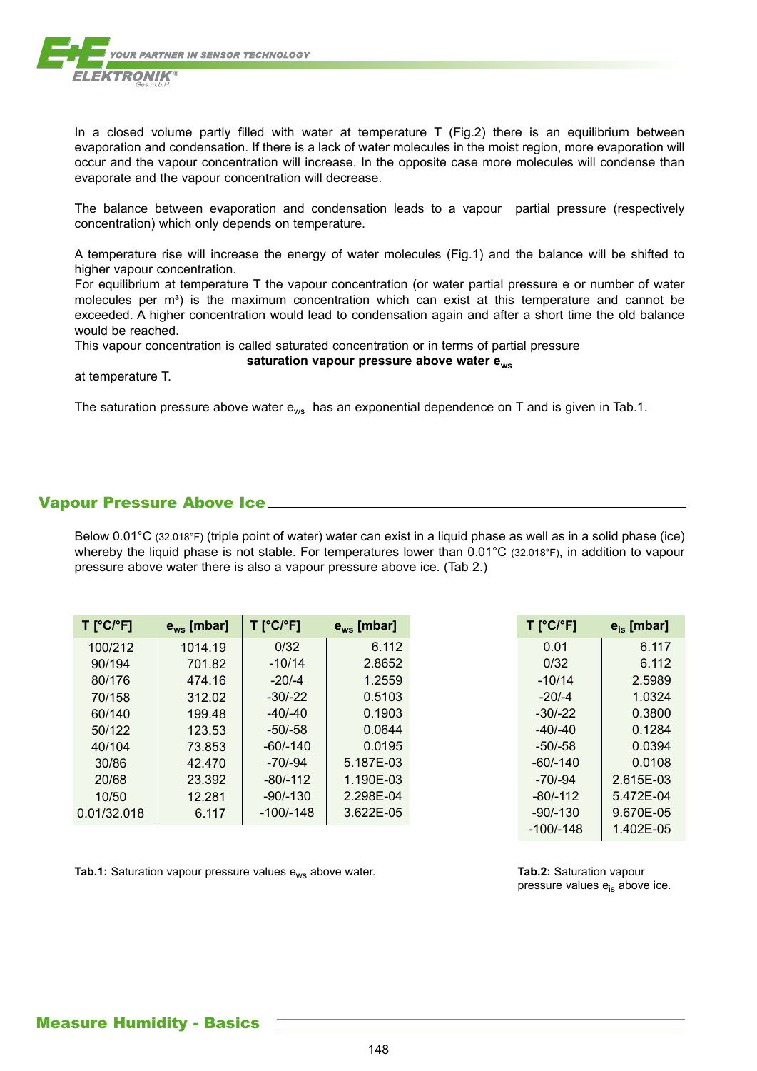In a closed volume partly filled with water at temperature T (Fig.2) there is an equilibrium between evaporation and condensation. If there is a lack of water molecules in the moist region, more evaporation will occur and the vapour concentration will increase. In the opposite case more molecules will condense than evaporate and the vapour concentration will decrease.

The balance between evaporation and condensation leads to a vapour partial pressure (respectively concentration) which only depends on temperature.

A temperature rise will increase the energy of water molecules (Fig.1) and the balance will be shifted to higher vapour concentration.
For equilibrium at temperature T the vapour concentration (or water partial pressure e or number of water molecules per m³) is the maximum concentration which can exist at this temperature and cannot be exceeded. A higher concentration would lead to condensation again and after a short time the old balance would be reached.
This vapour concentration is called saturated concentration or in terms of partial pressure

**saturation vapour pressure above water $e_{ws}$**

at temperature T.

The saturation pressure above water $e_{ws}$ has an exponential dependence on T and is given in Tab.1.

## Vapour Pressure Above Ice

Below 0.01°C (32.018°F) (triple point of water) water can exist in a liquid phase as well as in a solid phase (ice) whereby the liquid phase is not stable. For temperatures lower than 0.01°C (32.018°F), in addition to vapour pressure above water there is also a vapour pressure above ice. (Tab 2.)

| T [°C/°F] | $e_{ws}$ [mbar] | T [°C/°F] | $e_{ws}$ [mbar] |
|---|---|---|---|
| 100/212 | 1014.19 | 0/32 | 6.112 |
| 90/194 | 701.82 | -10/14 | 2.8652 |
| 80/176 | 474.16 | -20/-4 | 1.2559 |
| 70/158 | 312.02 | -30/-22 | 0.5103 |
| 60/140 | 199.48 | -40/-40 | 0.1903 |
| 50/122 | 123.53 | -50/-58 | 0.0644 |
| 40/104 | 73.853 | -60/-140 | 0.0195 |
| 30/86 | 42.470 | -70/-94 | 5.187E-03 |
| 20/68 | 23.392 | -80/-112 | 1.190E-03 |
| 10/50 | 12.281 | -90/-130 | 2.298E-04 |
| 0.01/32.018 | 6.117 | -100/-148 | 3.622E-05 |

**Tab.1:** Saturation vapour pressure values $e_{ws}$ above water.

| T [°C/°F] | $e_{is}$ [mbar] |
|---|---|
| 0.01 | 6.117 |
| 0/32 | 6.112 |
| -10/14 | 2.5989 |
| -20/-4 | 1.0324 |
| -30/-22 | 0.3800 |
| -40/-40 | 0.1284 |
| -50/-58 | 0.0394 |
| -60/-140 | 0.0108 |
| -70/-94 | 2.615E-03 |
| -80/-112 | 5.472E-04 |
| -90/-130 | 9.670E-05 |
| -100/-148 | 1.402E-05 |

**Tab.2:** Saturation vapour pressure values $e_{is}$ above ice.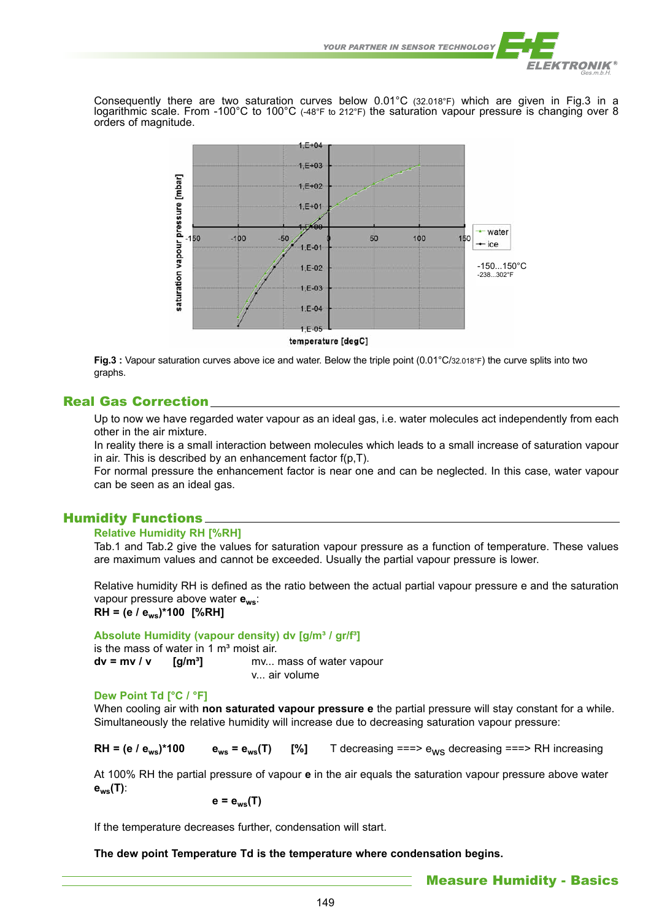Consequently there are two saturation curves below 0.01°C (32.018°F) which are given in Fig.3 in a logarithmic scale. From -100°C to 100°C (-48°F to 212°F) the saturation vapour pressure is changing over 8 orders of magnitude.

**Fig.3 :** Vapour saturation curves above ice and water. Below the triple point (0.01°C/32.018°F) the curve splits into two graphs.

## Real Gas Correction

Up to now we have regarded water vapour as an ideal gas, i.e. water molecules act independently from each other in the air mixture.
In reality there is a small interaction between molecules which leads to a small increase of saturation vapour in air. This is described by an enhancement factor f(p,T).
For normal pressure the enhancement factor is near one and can be neglected. In this case, water vapour can be seen as an ideal gas.

## Humidity Functions

### Relative Humidity RH [%RH]

Tab.1 and Tab.2 give the values for saturation vapour pressure as a function of temperature. These values are maximum values and cannot be exceeded. Usually the partial vapour pressure is lower.

Relative humidity RH is defined as the ratio between the actual partial vapour pressure e and the saturation vapour pressure above water $\mathbf{e_{ws}}$:

**RH = (e / $e_{ws}$)*100 [%RH]**

### Absolute Humidity (vapour density) dv [g/m³ / gr/f³]

is the mass of water in 1 m³ moist air.

**dv = mv / v [g/m³]** mv... mass of water vapour
v... air volume

### Dew Point Td [°C / °F]

When cooling air with **non saturated vapour pressure e** the partial pressure will stay constant for a while. Simultaneously the relative humidity will increase due to decreasing saturation vapour pressure:

**RH = (e / $e_{ws}$)*100** **$e_{ws}$ = $e_{ws}$(T)** **[%]** T decreasing ===> $e_{WS}$ decreasing ===> RH increasing

At 100% RH the partial pressure of vapour **e** in the air equals the saturation vapour pressure above water **$e_{ws}$(T)**:

**e = $e_{ws}$(T)**

If the temperature decreases further, condensation will start.

**The dew point Temperature Td is the temperature where condensation begins.**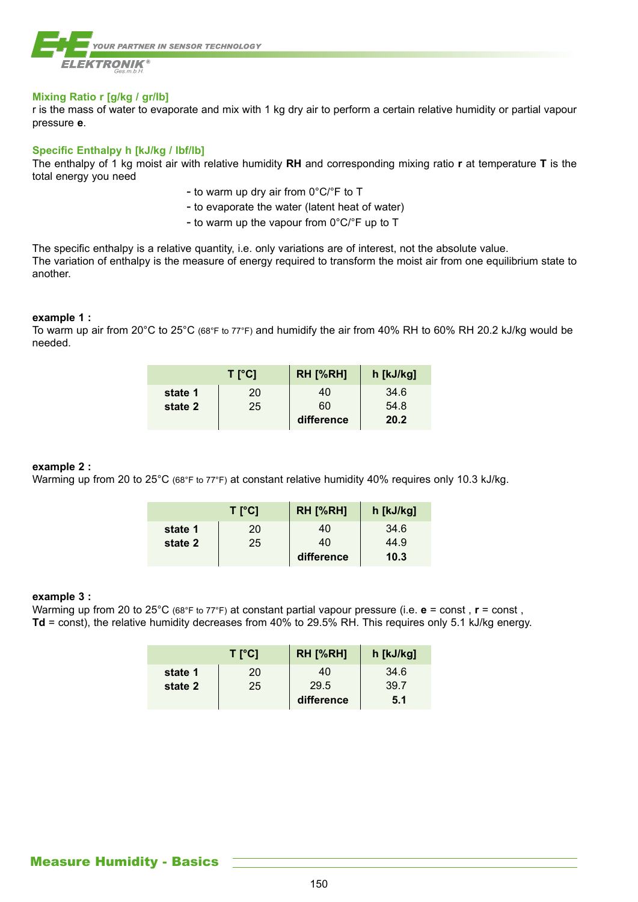### Mixing Ratio r [g/kg / gr/lb]

r is the mass of water to evaporate and mix with 1 kg dry air to perform a certain relative humidity or partial vapour pressure **e**.

### Specific Enthalpy h [kJ/kg / lbf/lb]

The enthalpy of 1 kg moist air with relative humidity **RH** and corresponding mixing ratio **r** at temperature **T** is the total energy you need

- to warm up dry air from 0°C/°F to T
- to evaporate the water (latent heat of water)
- to warm up the vapour from 0°C/°F up to T

The specific enthalpy is a relative quantity, i.e. only variations are of interest, not the absolute value.
The variation of enthalpy is the measure of energy required to transform the moist air from one equilibrium state to another.

**example 1 :**
To warm up air from 20°C to 25°C (68°F to 77°F) and humidify the air from 40% RH to 60% RH 20.2 kJ/kg would be needed.

| | T [°C] | RH [%RH] | h [kJ/kg] |
|---|---|---|---|
| **state 1** | 20 | 40 | 34.6 |
| **state 2** | 25 | 60 | 54.8 |
| | | **difference** | **20.2** |

**example 2 :**
Warming up from 20 to 25°C (68°F to 77°F) at constant relative humidity 40% requires only 10.3 kJ/kg.

| | T [°C] | RH [%RH] | h [kJ/kg] |
|---|---|---|---|
| **state 1** | 20 | 40 | 34.6 |
| **state 2** | 25 | 40 | 44.9 |
| | | **difference** | **10.3** |

**example 3 :**
Warming up from 20 to 25°C (68°F to 77°F) at constant partial vapour pressure (i.e. **e** = const , **r** = const , **Td** = const), the relative humidity decreases from 40% to 29.5% RH. This requires only 5.1 kJ/kg energy.

| | T [°C] | RH [%RH] | h [kJ/kg] |
|---|---|---|---|
| **state 1** | 20 | 40 | 34.6 |
| **state 2** | 25 | 29.5 | 39.7 |
| | | **difference** | **5.1** |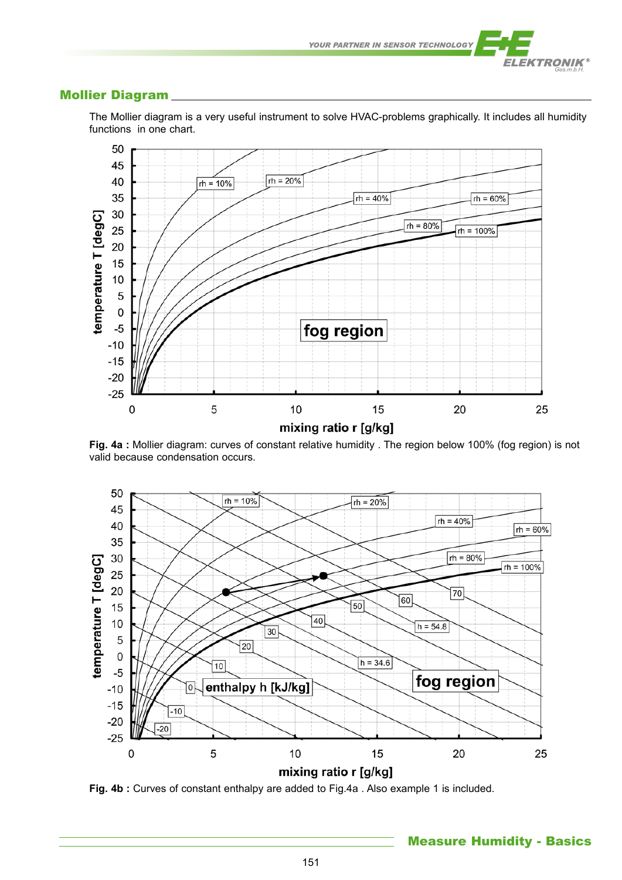## Mollier Diagram

The Mollier diagram is a very useful instrument to solve HVAC-problems graphically. It includes all humidity functions  in one chart.

**Fig. 4a :** Mollier diagram: curves of constant relative humidity . The region below 100% (fog region) is not valid because condensation occurs.

**Fig. 4b :** Curves of constant enthalpy are added to Fig.4a . Also example 1 is included.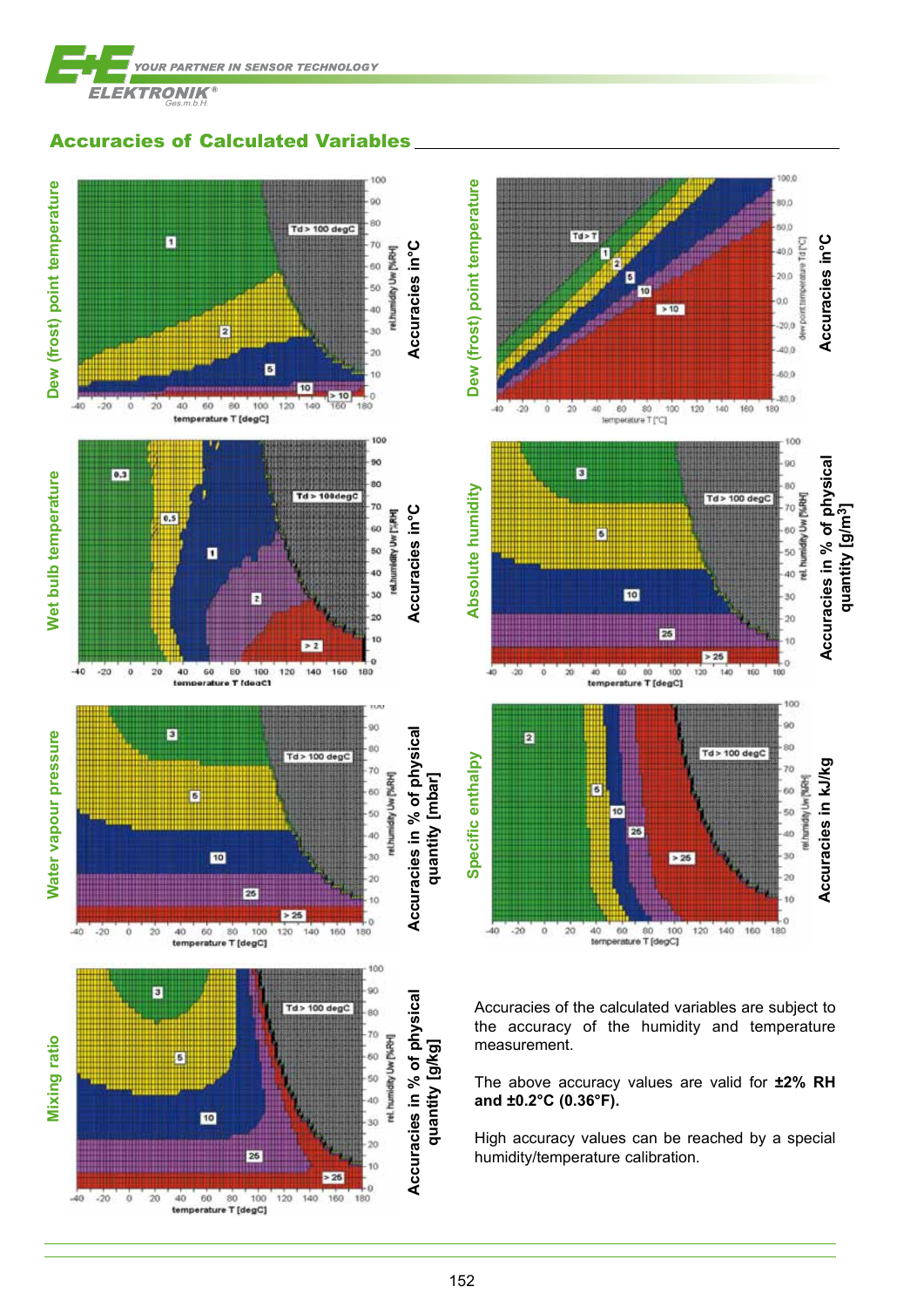## Accuracies of Calculated Variables

**Dew (frost) point temperature** — Accuracies in°C

Td > 100 degC; 1; 2; 5; 10; > 10

rel.humidity Uw [%RH]; temperature T [degC]

**Dew (frost) point temperature** — Accuracies in°C

Td > T; 1; 2; 5; 10; > 10

dew point temperature Td [°C]; temperature T [°C]

**Wet bulb temperature** — Accuracies in°C

0.3; 0.5; 1; 2; > 2; Td > 100degC

rel.humidity Uw [%RH]; temperature T [degC]

**Absolute humidity** — Accuracies in % of physical quantity [g/m³]

3; 5; 10; 25; > 25; Td > 100 degC

rel.humidity Uw [%RH]; temperature T [degC]

**Water vapour pressure** — Accuracies in % of physical quantity [mbar]

3; 5; 10; 25; > 25; Td > 100 degC

rel.humidity Uw [%RH]; temperature T [degC]

**Specific enthalpy** — Accuracies in kJ/kg

2; 5; 10; 25; > 25; Td > 100 degC

rel.humidity Uw [%RH]; temperature T [degC]

**Mixing ratio** — Accuracies in % of physical quantity [g/kg]

3; 5; 10; 25; > 25; Td > 100 degC

rel.humidity Uw [%RH]; temperature T [degC]

Accuracies of the calculated variables are subject to the accuracy of the humidity and temperature measurement.

The above accuracy values are valid for **±2% RH and ±0.2°C (0.36°F).**

High accuracy values can be reached by a special humidity/temperature calibration.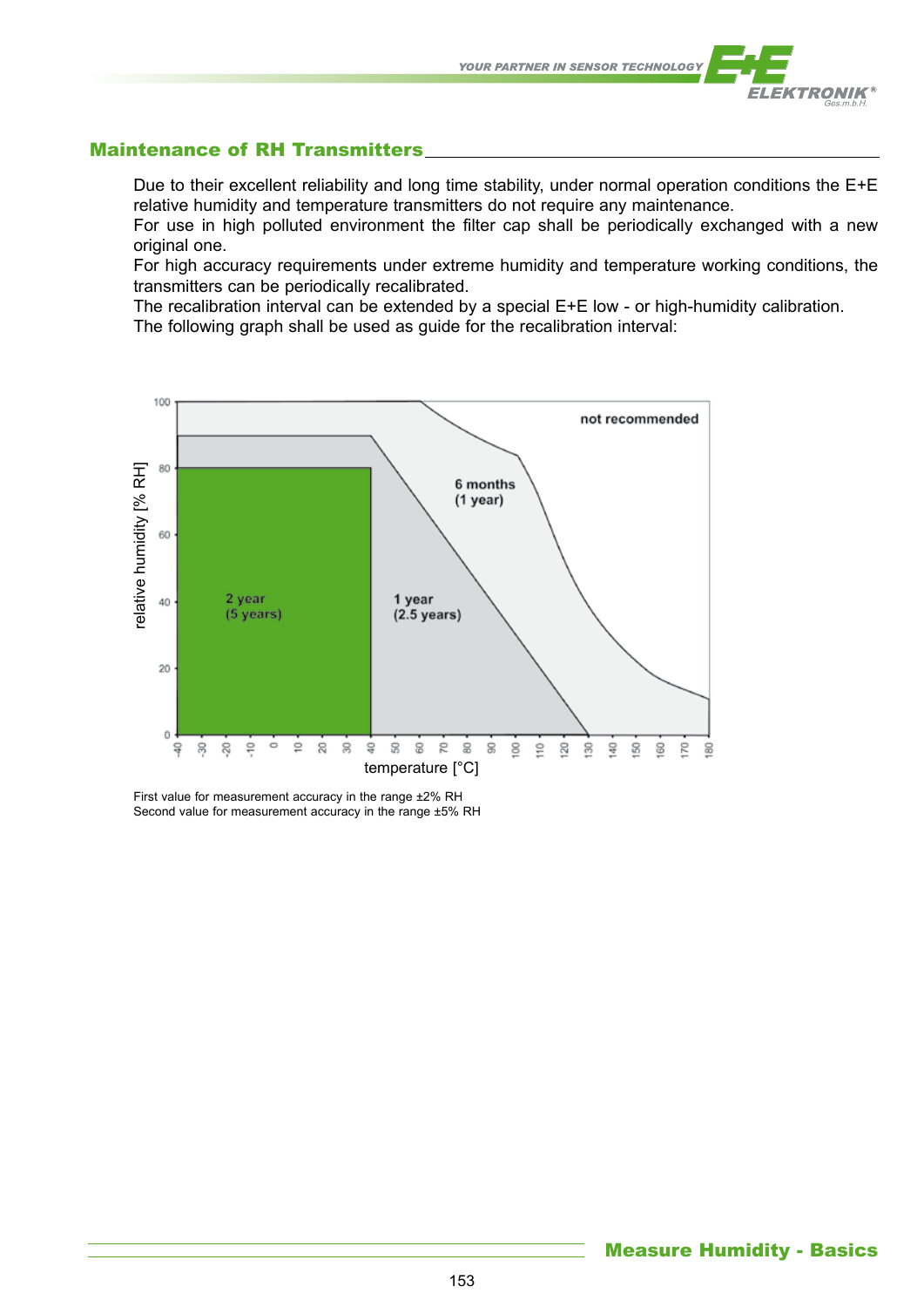## Maintenance of RH Transmitters

Due to their excellent reliability and long time stability, under normal operation conditions the E+E relative humidity and temperature transmitters do not require any maintenance.
For use in high polluted environment the filter cap shall be periodically exchanged with a new original one.
For high accuracy requirements under extreme humidity and temperature working conditions, the transmitters can be periodically recalibrated.
The recalibration interval can be extended by a special E+E low - or high-humidity calibration.
The following graph shall be used as guide for the recalibration interval:

relative humidity [% RH]

100
80
60
40
20
0

-40 -30 -20 -10 0 10 20 30 40 50 60 70 80 90 100 110 120 130 140 150 160 170 180

temperature [°C]

not recommended

6 months
(1 year)

1 year
(2.5 years)

2 year
(5 years)

First value for measurement accuracy in the range ±2% RH
Second value for measurement accuracy in the range ±5% RH